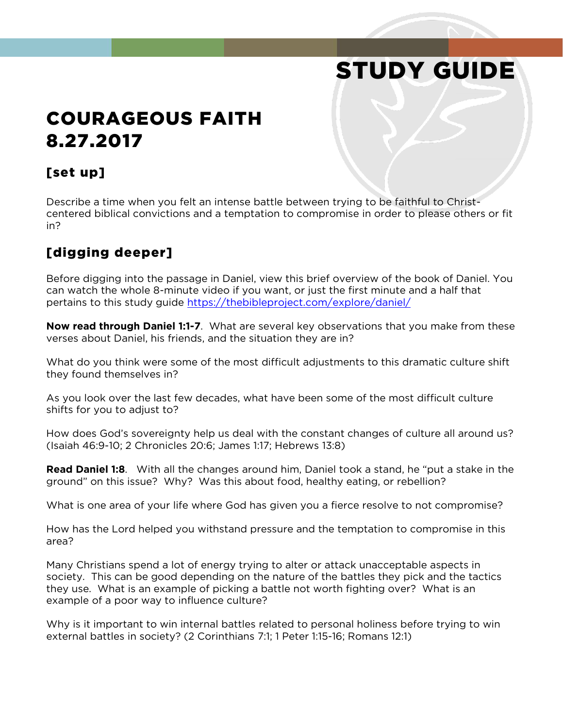# STUDY GUIDE

# COURAGEOUS FAITH
# 8.27.2017

## [set up]

Describe a time when you felt an intense battle between trying to be faithful to Christ-centered biblical convictions and a temptation to compromise in order to please others or fit in?

## [digging deeper]

Before digging into the passage in Daniel, view this brief overview of the book of Daniel. You can watch the whole 8-minute video if you want, or just the first minute and a half that pertains to this study guide https://thebibleproject.com/explore/daniel/

**Now read through Daniel 1:1-7**. What are several key observations that you make from these verses about Daniel, his friends, and the situation they are in?

What do you think were some of the most difficult adjustments to this dramatic culture shift they found themselves in?

As you look over the last few decades, what have been some of the most difficult culture shifts for you to adjust to?

How does God's sovereignty help us deal with the constant changes of culture all around us? (Isaiah 46:9-10; 2 Chronicles 20:6; James 1:17; Hebrews 13:8)

**Read Daniel 1:8**. With all the changes around him, Daniel took a stand, he "put a stake in the ground" on this issue? Why? Was this about food, healthy eating, or rebellion?

What is one area of your life where God has given you a fierce resolve to not compromise?

How has the Lord helped you withstand pressure and the temptation to compromise in this area?

Many Christians spend a lot of energy trying to alter or attack unacceptable aspects in society. This can be good depending on the nature of the battles they pick and the tactics they use. What is an example of picking a battle not worth fighting over? What is an example of a poor way to influence culture?

Why is it important to win internal battles related to personal holiness before trying to win external battles in society? (2 Corinthians 7:1; 1 Peter 1:15-16; Romans 12:1)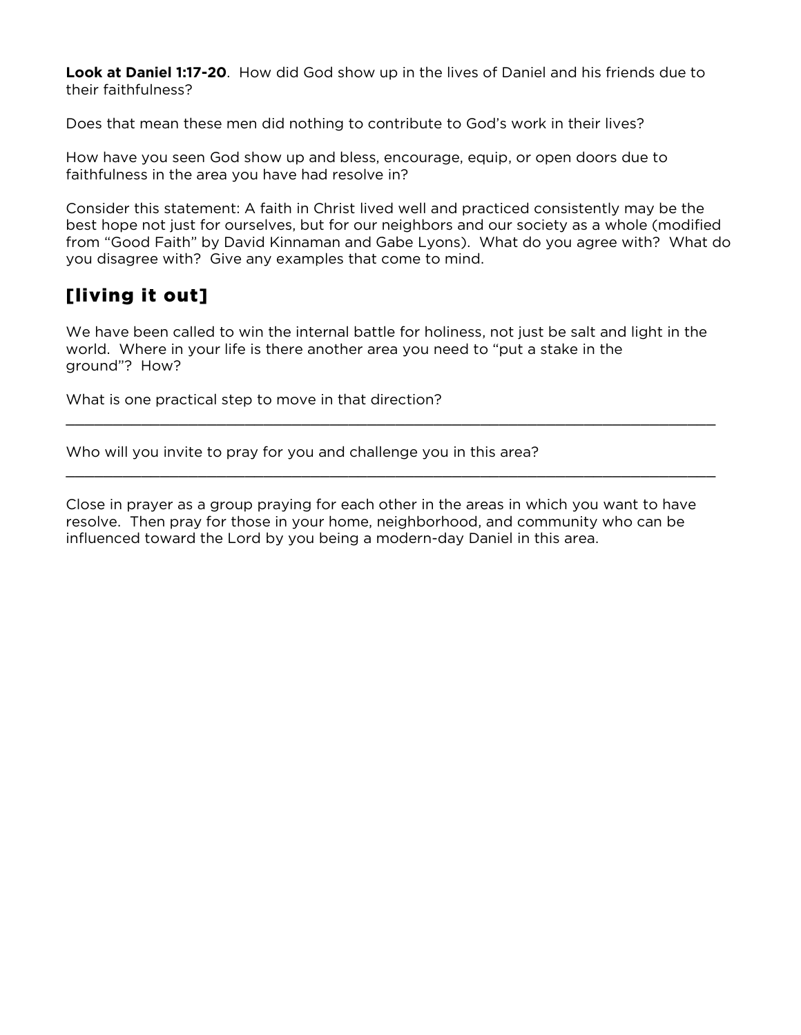**Look at Daniel 1:17-20**. How did God show up in the lives of Daniel and his friends due to their faithfulness?

Does that mean these men did nothing to contribute to God's work in their lives?

How have you seen God show up and bless, encourage, equip, or open doors due to faithfulness in the area you have had resolve in?

Consider this statement: A faith in Christ lived well and practiced consistently may be the best hope not just for ourselves, but for our neighbors and our society as a whole (modified from "Good Faith" by David Kinnaman and Gabe Lyons). What do you agree with? What do you disagree with? Give any examples that come to mind.

## [living it out]

We have been called to win the internal battle for holiness, not just be salt and light in the world. Where in your life is there another area you need to "put a stake in the ground"? How?

What is one practical step to move in that direction?
\_\_\_\_\_\_\_\_\_\_\_\_\_\_\_\_\_\_\_\_\_\_\_\_\_\_\_\_\_\_\_\_\_\_\_\_\_\_\_\_\_\_\_\_\_\_\_\_\_\_\_\_\_\_\_\_\_\_\_\_\_\_\_\_\_\_\_\_\_\_\_\_

Who will you invite to pray for you and challenge you in this area?
\_\_\_\_\_\_\_\_\_\_\_\_\_\_\_\_\_\_\_\_\_\_\_\_\_\_\_\_\_\_\_\_\_\_\_\_\_\_\_\_\_\_\_\_\_\_\_\_\_\_\_\_\_\_\_\_\_\_\_\_\_\_\_\_\_\_\_\_\_\_\_\_

Close in prayer as a group praying for each other in the areas in which you want to have resolve. Then pray for those in your home, neighborhood, and community who can be influenced toward the Lord by you being a modern-day Daniel in this area.